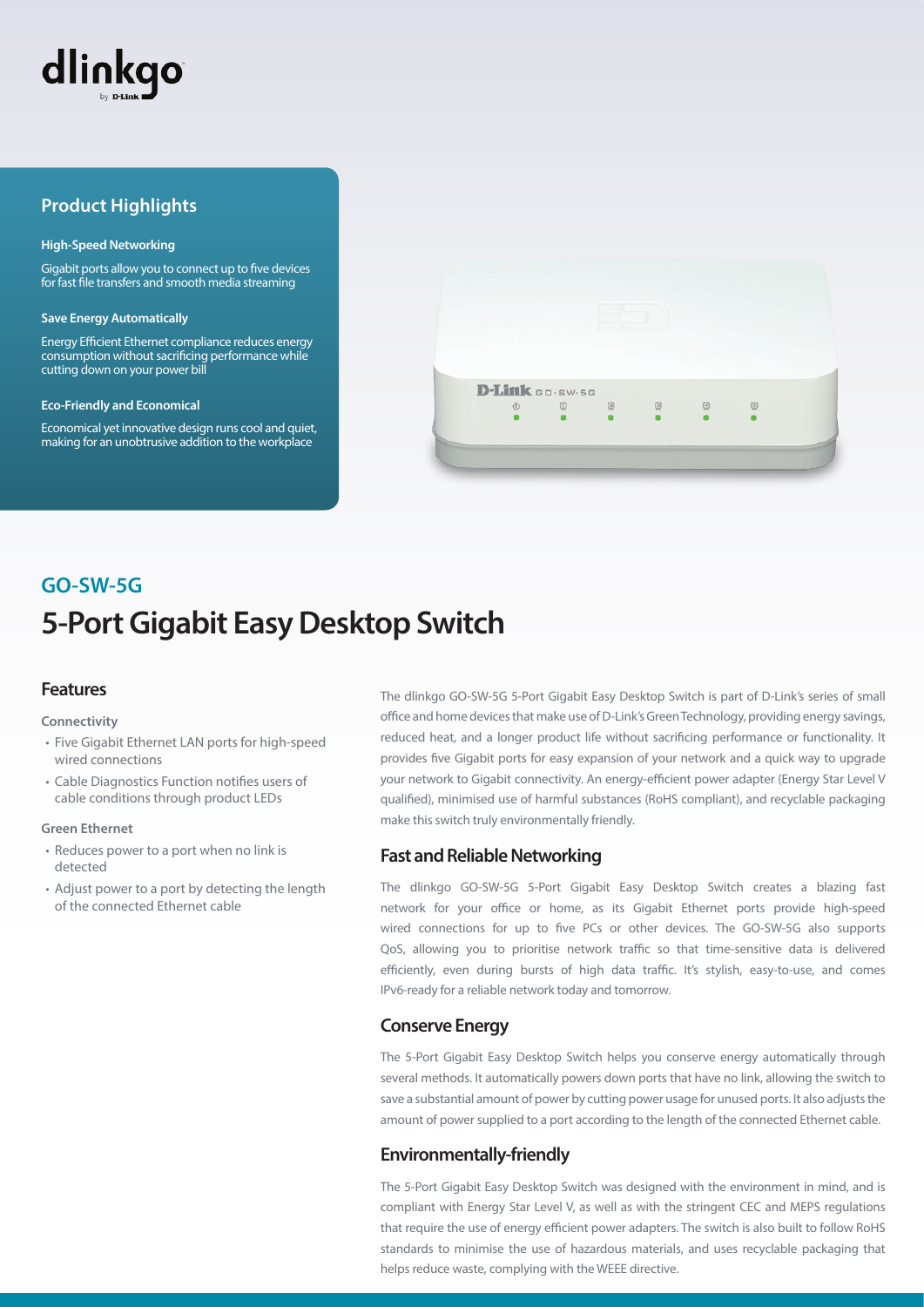dlinkgo by D-Link

## Product Highlights

**High-Speed Networking**

Gigabit ports allow you to connect up to five devices for fast file transfers and smooth media streaming

**Save Energy Automatically**

Energy Efficient Ethernet compliance reduces energy consumption without sacrificing performance while cutting down on your power bill

**Eco-Friendly and Economical**

Economical yet innovative design runs cool and quiet, making for an unobtrusive addition to the workplace

## GO-SW-5G

# 5-Port Gigabit Easy Desktop Switch

## Features

**Connectivity**

- Five Gigabit Ethernet LAN ports for high-speed wired connections
- Cable Diagnostics Function notifies users of cable conditions through product LEDs

**Green Ethernet**

- Reduces power to a port when no link is detected
- Adjust power to a port by detecting the length of the connected Ethernet cable

The dlinkgo GO-SW-5G 5-Port Gigabit Easy Desktop Switch is part of D-Link's series of small office and home devices that make use of D-Link's Green Technology, providing energy savings, reduced heat, and a longer product life without sacrificing performance or functionality. It provides five Gigabit ports for easy expansion of your network and a quick way to upgrade your network to Gigabit connectivity. An energy-efficient power adapter (Energy Star Level V qualified), minimised use of harmful substances (RoHS compliant), and recyclable packaging make this switch truly environmentally friendly.

## Fast and Reliable Networking

The dlinkgo GO-SW-5G 5-Port Gigabit Easy Desktop Switch creates a blazing fast network for your office or home, as its Gigabit Ethernet ports provide high-speed wired connections for up to five PCs or other devices. The GO-SW-5G also supports QoS, allowing you to prioritise network traffic so that time-sensitive data is delivered efficiently, even during bursts of high data traffic. It's stylish, easy-to-use, and comes IPv6-ready for a reliable network today and tomorrow.

## Conserve Energy

The 5-Port Gigabit Easy Desktop Switch helps you conserve energy automatically through several methods. It automatically powers down ports that have no link, allowing the switch to save a substantial amount of power by cutting power usage for unused ports. It also adjusts the amount of power supplied to a port according to the length of the connected Ethernet cable.

## Environmentally-friendly

The 5-Port Gigabit Easy Desktop Switch was designed with the environment in mind, and is compliant with Energy Star Level V, as well as with the stringent CEC and MEPS regulations that require the use of energy efficient power adapters. The switch is also built to follow RoHS standards to minimise the use of hazardous materials, and uses recyclable packaging that helps reduce waste, complying with the WEEE directive.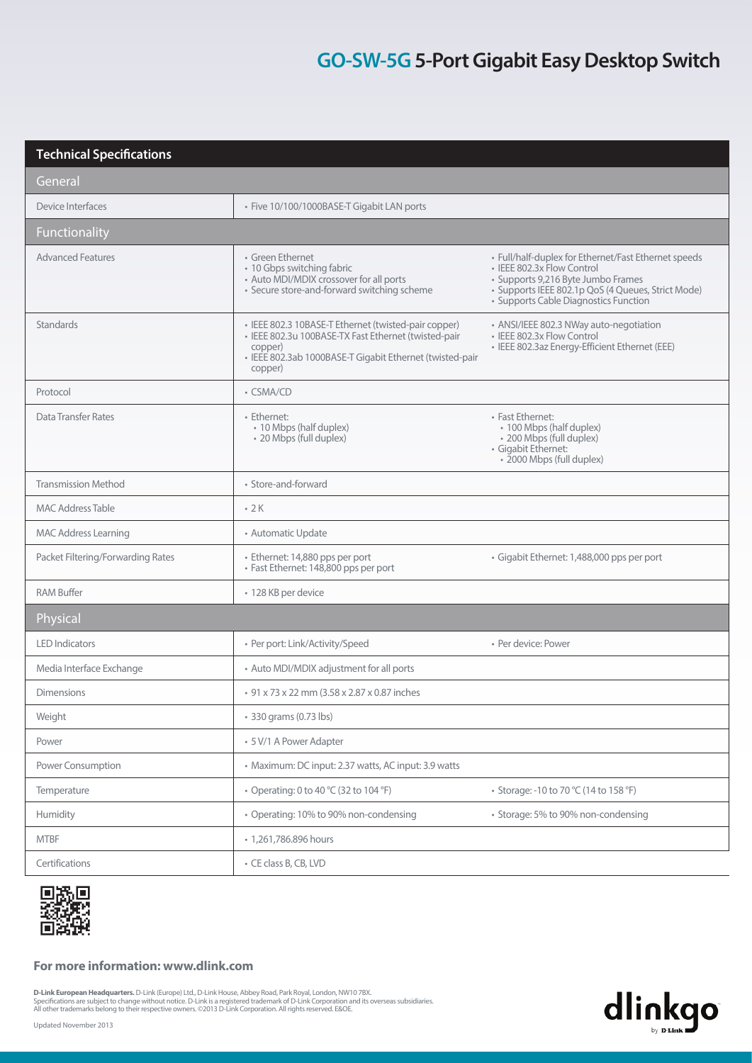# GO-SW-5G 5-Port Gigabit Easy Desktop Switch

## Technical Specifications

| | | |
|---|---|---|
| **General** | | |
| Device Interfaces | • Five 10/100/1000BASE-T Gigabit LAN ports | |
| **Functionality** | | |
| Advanced Features | • Green Ethernet<br>• 10 Gbps switching fabric<br>• Auto MDI/MDIX crossover for all ports<br>• Secure store-and-forward switching scheme | • Full/half-duplex for Ethernet/Fast Ethernet speeds<br>• IEEE 802.3x Flow Control<br>• Supports 9,216 Byte Jumbo Frames<br>• Supports IEEE 802.1p QoS (4 Queues, Strict Mode)<br>• Supports Cable Diagnostics Function |
| Standards | • IEEE 802.3 10BASE-T Ethernet (twisted-pair copper)<br>• IEEE 802.3u 100BASE-TX Fast Ethernet (twisted-pair copper)<br>• IEEE 802.3ab 1000BASE-T Gigabit Ethernet (twisted-pair copper) | • ANSI/IEEE 802.3 NWay auto-negotiation<br>• IEEE 802.3x Flow Control<br>• IEEE 802.3az Energy-Efficient Ethernet (EEE) |
| Protocol | • CSMA/CD | |
| Data Transfer Rates | • Ethernet:<br>• 10 Mbps (half duplex)<br>• 20 Mbps (full duplex) | • Fast Ethernet:<br>• 100 Mbps (half duplex)<br>• 200 Mbps (full duplex)<br>• Gigabit Ethernet:<br>• 2000 Mbps (full duplex) |
| Transmission Method | • Store-and-forward | |
| MAC Address Table | • 2 K | |
| MAC Address Learning | • Automatic Update | |
| Packet Filtering/Forwarding Rates | • Ethernet: 14,880 pps per port<br>• Fast Ethernet: 148,800 pps per port | • Gigabit Ethernet: 1,488,000 pps per port |
| RAM Buffer | • 128 KB per device | |
| **Physical** | | |
| LED Indicators | • Per port: Link/Activity/Speed | • Per device: Power |
| Media Interface Exchange | • Auto MDI/MDIX adjustment for all ports | |
| Dimensions | • 91 x 73 x 22 mm (3.58 x 2.87 x 0.87 inches | |
| Weight | • 330 grams (0.73 lbs) | |
| Power | • 5 V/1 A Power Adapter | |
| Power Consumption | • Maximum: DC input: 2.37 watts, AC input: 3.9 watts | |
| Temperature | • Operating: 0 to 40 °C (32 to 104 °F) | • Storage: -10 to 70 °C (14 to 158 °F) |
| Humidity | • Operating: 10% to 90% non-condensing | • Storage: 5% to 90% non-condensing |
| MTBF | • 1,261,786.896 hours | |
| Certifications | • CE class B, CB, LVD | |

**For more information: www.dlink.com**

**D-Link European Headquarters.** D-Link (Europe) Ltd., D-Link House, Abbey Road, Park Royal, London, NW10 7BX.
Specifications are subject to change without notice. D-Link is a registered trademark of D-Link Corporation and its overseas subsidiaries.
All other trademarks belong to their respective owners. ©2013 D-Link Corporation. All rights reserved. E&OE.

Updated November 2013

dlinkgo by D-Link